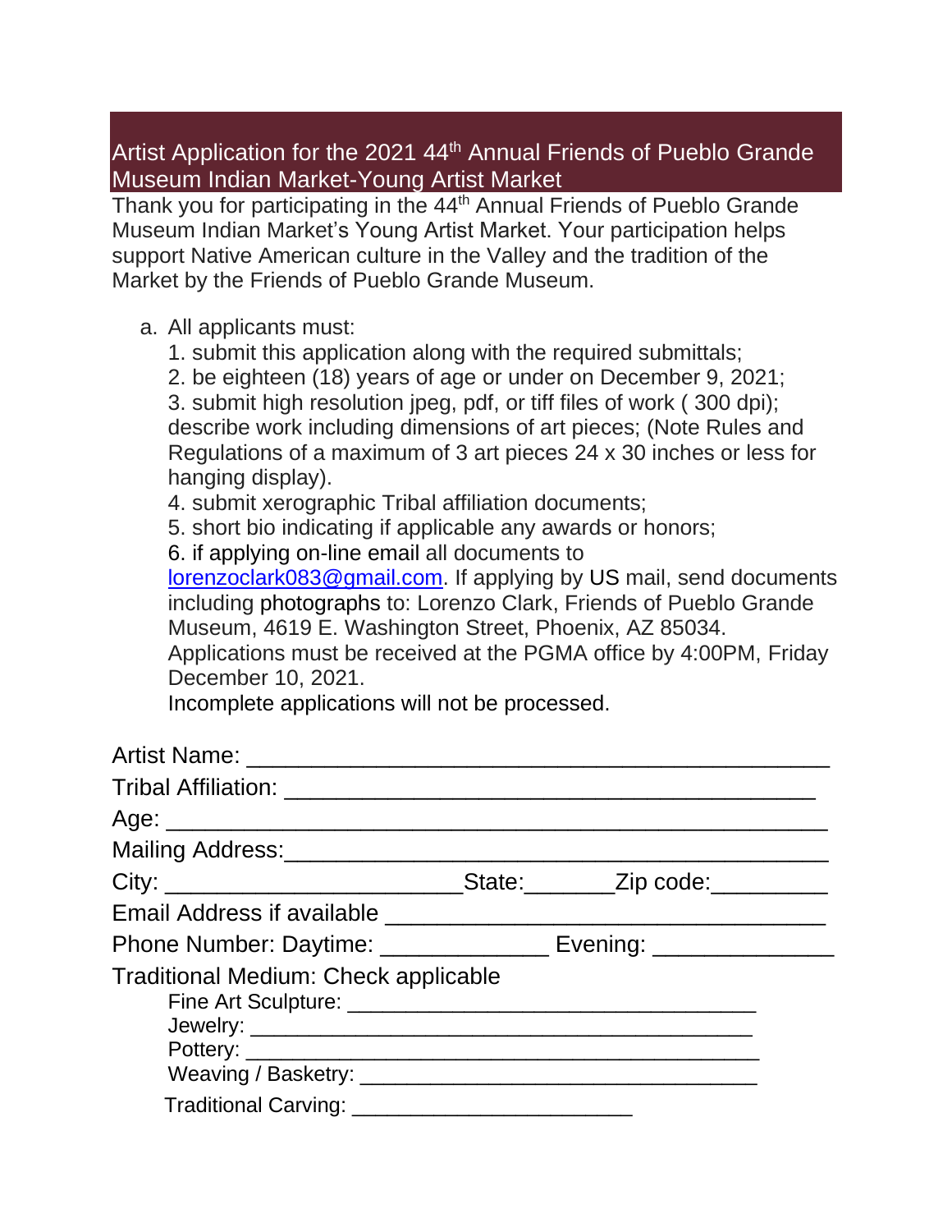# Artist Application for the 2021 44th Annual Friends of Pueblo Grande Museum Indian Market-Young Artist Market

Thank you for participating in the 44th Annual Friends of Pueblo Grande Museum Indian Market's Young Artist Market. Your participation helps support Native American culture in the Valley and the tradition of the Market by the Friends of Pueblo Grande Museum.

a. All applicants must:
   1. submit this application along with the required submittals;
   2. be eighteen (18) years of age or under on December 9, 2021;
   3. submit high resolution jpeg, pdf, or tiff files of work ( 300 dpi); describe work including dimensions of art pieces; (Note Rules and Regulations of a maximum of 3 art pieces 24 x 30 inches or less for hanging display).
   4. submit xerographic Tribal affiliation documents;
   5. short bio indicating if applicable any awards or honors;
   6. if applying on-line email all documents to lorenzoclark083@gmail.com. If applying by US mail, send documents including photographs to: Lorenzo Clark, Friends of Pueblo Grande Museum, 4619 E. Washington Street, Phoenix, AZ 85034. Applications must be received at the PGMA office by 4:00PM, Friday December 10, 2021.
   
   Incomplete applications will not be processed.

Artist Name: ____________________________________________

Tribal Affiliation: ________________________________________

Age: _________________________________________________

Mailing Address:_________________________________________

City: ______________________State:_______Zip code:_________

Email Address if available ___________________________________

Phone Number: Daytime: _____________ Evening: ______________

Traditional Medium: Check applicable

- Fine Art Sculpture: _________________________________
- Jewelry: ______________________________________
- Pottery: _______________________________________
- Weaving / Basketry: _______________________________
- Traditional Carving: _______________________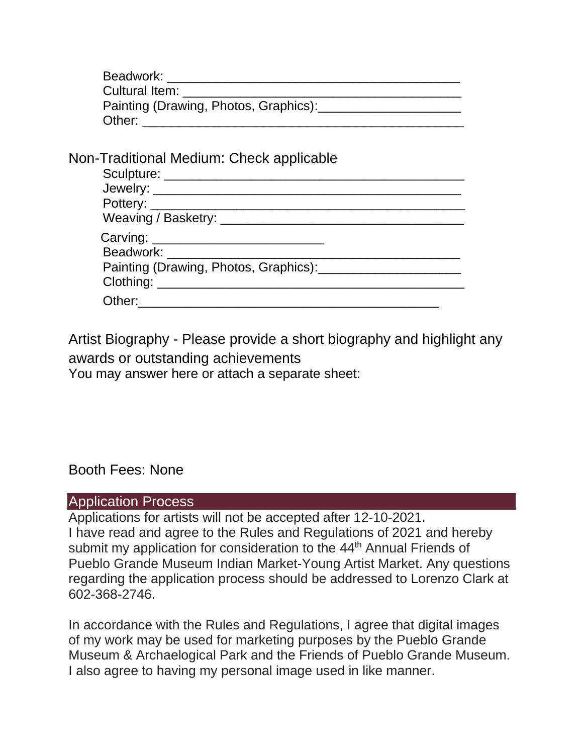Beadwork: ________________________________________
Cultural Item: ______________________________________
Painting (Drawing, Photos, Graphics):____________________
Other: ____________________________________________

Non-Traditional Medium: Check applicable

Sculpture: _________________________________________
Jewelry: __________________________________________
Pottery: ___________________________________________
Weaving / Basketry: _________________________________
Carving: ________________________
Beadwork: ________________________________________
Painting (Drawing, Photos, Graphics):____________________
Clothing: __________________________________________
Other:__________________________________________

Artist Biography - Please provide a short biography and highlight any awards or outstanding achievements

You may answer here or attach a separate sheet:

Booth Fees: None

## Application Process

Applications for artists will not be accepted after 12-10-2021.

I have read and agree to the Rules and Regulations of 2021 and hereby submit my application for consideration to the 44th Annual Friends of Pueblo Grande Museum Indian Market-Young Artist Market. Any questions regarding the application process should be addressed to Lorenzo Clark at 602-368-2746.

In accordance with the Rules and Regulations, I agree that digital images of my work may be used for marketing purposes by the Pueblo Grande Museum & Archaelogical Park and the Friends of Pueblo Grande Museum. I also agree to having my personal image used in like manner.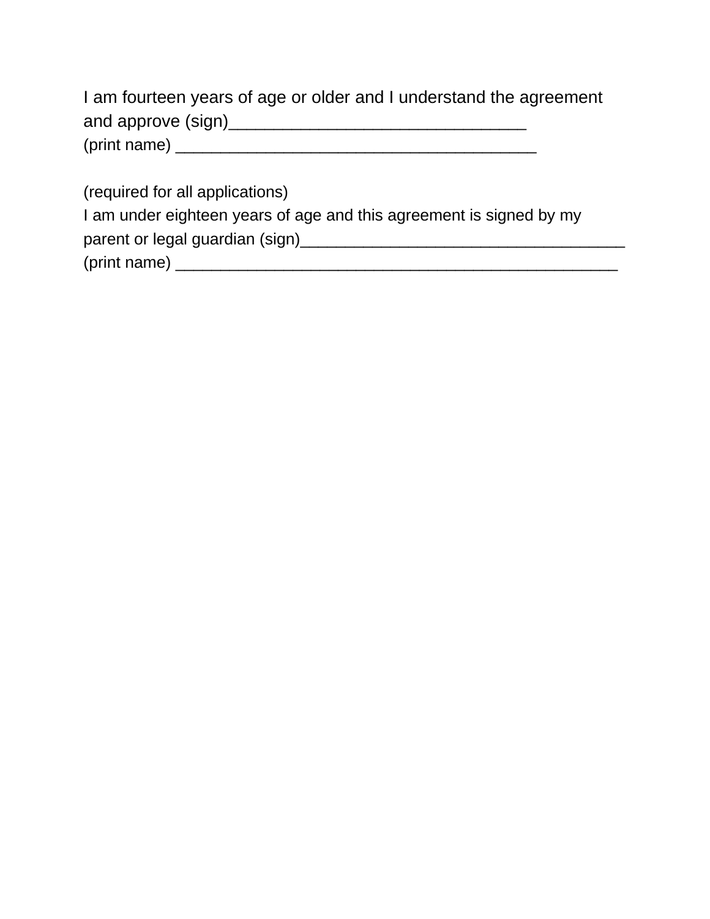I am fourteen years of age or older and I understand the agreement and approve (sign)________________________________
(print name) _______________________________________

(required for all applications)
I am under eighteen years of age and this agreement is signed by my parent or legal guardian (sign)___________________________________
(print name) ________________________________________________